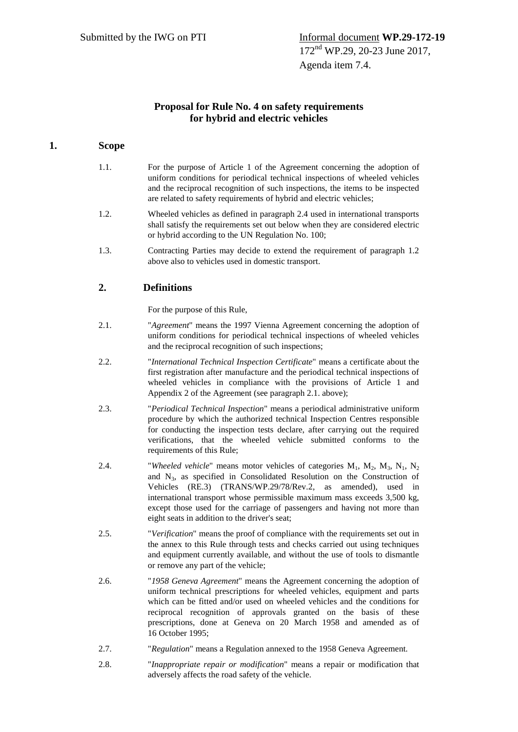Submitted by the IWG on PTI

Informal document **WP.29-172-19**
172nd WP.29, 20-23 June 2017,
Agenda item 7.4.

## Proposal for Rule No. 4 on safety requirements for hybrid and electric vehicles

## 1. Scope

1.1. For the purpose of Article 1 of the Agreement concerning the adoption of uniform conditions for periodical technical inspections of wheeled vehicles and the reciprocal recognition of such inspections, the items to be inspected are related to safety requirements of hybrid and electric vehicles;

1.2. Wheeled vehicles as defined in paragraph 2.4 used in international transports shall satisfy the requirements set out below when they are considered electric or hybrid according to the UN Regulation No. 100;

1.3. Contracting Parties may decide to extend the requirement of paragraph 1.2 above also to vehicles used in domestic transport.

## 2. Definitions

For the purpose of this Rule,

2.1. "*Agreement*" means the 1997 Vienna Agreement concerning the adoption of uniform conditions for periodical technical inspections of wheeled vehicles and the reciprocal recognition of such inspections;

2.2. "*International Technical Inspection Certificate*" means a certificate about the first registration after manufacture and the periodical technical inspections of wheeled vehicles in compliance with the provisions of Article 1 and Appendix 2 of the Agreement (see paragraph 2.1. above);

2.3. "*Periodical Technical Inspection*" means a periodical administrative uniform procedure by which the authorized technical Inspection Centres responsible for conducting the inspection tests declare, after carrying out the required verifications, that the wheeled vehicle submitted conforms to the requirements of this Rule;

2.4. "*Wheeled vehicle*" means motor vehicles of categories $M_1$, $M_2$, $M_3$, $N_1$, $N_2$ and $N_3$, as specified in Consolidated Resolution on the Construction of Vehicles (RE.3) (TRANS/WP.29/78/Rev.2, as amended), used in international transport whose permissible maximum mass exceeds 3,500 kg, except those used for the carriage of passengers and having not more than eight seats in addition to the driver's seat;

2.5. "*Verification*" means the proof of compliance with the requirements set out in the annex to this Rule through tests and checks carried out using techniques and equipment currently available, and without the use of tools to dismantle or remove any part of the vehicle;

2.6. "*1958 Geneva Agreement*" means the Agreement concerning the adoption of uniform technical prescriptions for wheeled vehicles, equipment and parts which can be fitted and/or used on wheeled vehicles and the conditions for reciprocal recognition of approvals granted on the basis of these prescriptions, done at Geneva on 20 March 1958 and amended as of 16 October 1995;

2.7. "*Regulation*" means a Regulation annexed to the 1958 Geneva Agreement.

2.8. "*Inappropriate repair or modification*" means a repair or modification that adversely affects the road safety of the vehicle.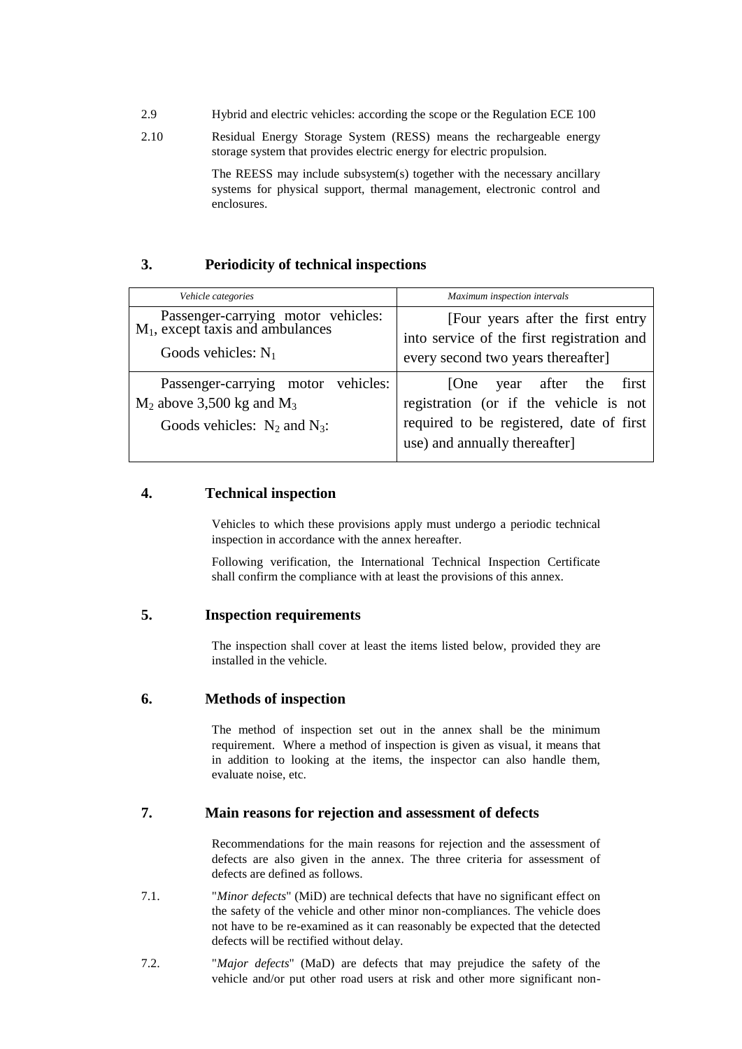2.9 Hybrid and electric vehicles: according the scope or the Regulation ECE 100

2.10 Residual Energy Storage System (RESS) means the rechargeable energy storage system that provides electric energy for electric propulsion.

The REESS may include subsystem(s) together with the necessary ancillary systems for physical support, thermal management, electronic control and enclosures.

## 3. Periodicity of technical inspections

| *Vehicle categories* | *Maximum inspection intervals* |
|---|---|
| Passenger-carrying motor vehicles: $M_1$, except taxis and ambulances<br>Goods vehicles: $N_1$ | [Four years after the first entry into service of the first registration and every second two years thereafter] |
| Passenger-carrying motor vehicles: $M_2$ above 3,500 kg and $M_3$<br>Goods vehicles: $N_2$ and $N_3$: | [One year after the first registration (or if the vehicle is not required to be registered, date of first use) and annually thereafter] |

## 4. Technical inspection

Vehicles to which these provisions apply must undergo a periodic technical inspection in accordance with the annex hereafter.

Following verification, the International Technical Inspection Certificate shall confirm the compliance with at least the provisions of this annex.

## 5. Inspection requirements

The inspection shall cover at least the items listed below, provided they are installed in the vehicle.

## 6. Methods of inspection

The method of inspection set out in the annex shall be the minimum requirement. Where a method of inspection is given as visual, it means that in addition to looking at the items, the inspector can also handle them, evaluate noise, etc.

## 7. Main reasons for rejection and assessment of defects

Recommendations for the main reasons for rejection and the assessment of defects are also given in the annex. The three criteria for assessment of defects are defined as follows.

7.1. "*Minor defects*" (MiD) are technical defects that have no significant effect on the safety of the vehicle and other minor non-compliances. The vehicle does not have to be re-examined as it can reasonably be expected that the detected defects will be rectified without delay.

7.2. "*Major defects*" (MaD) are defects that may prejudice the safety of the vehicle and/or put other road users at risk and other more significant non-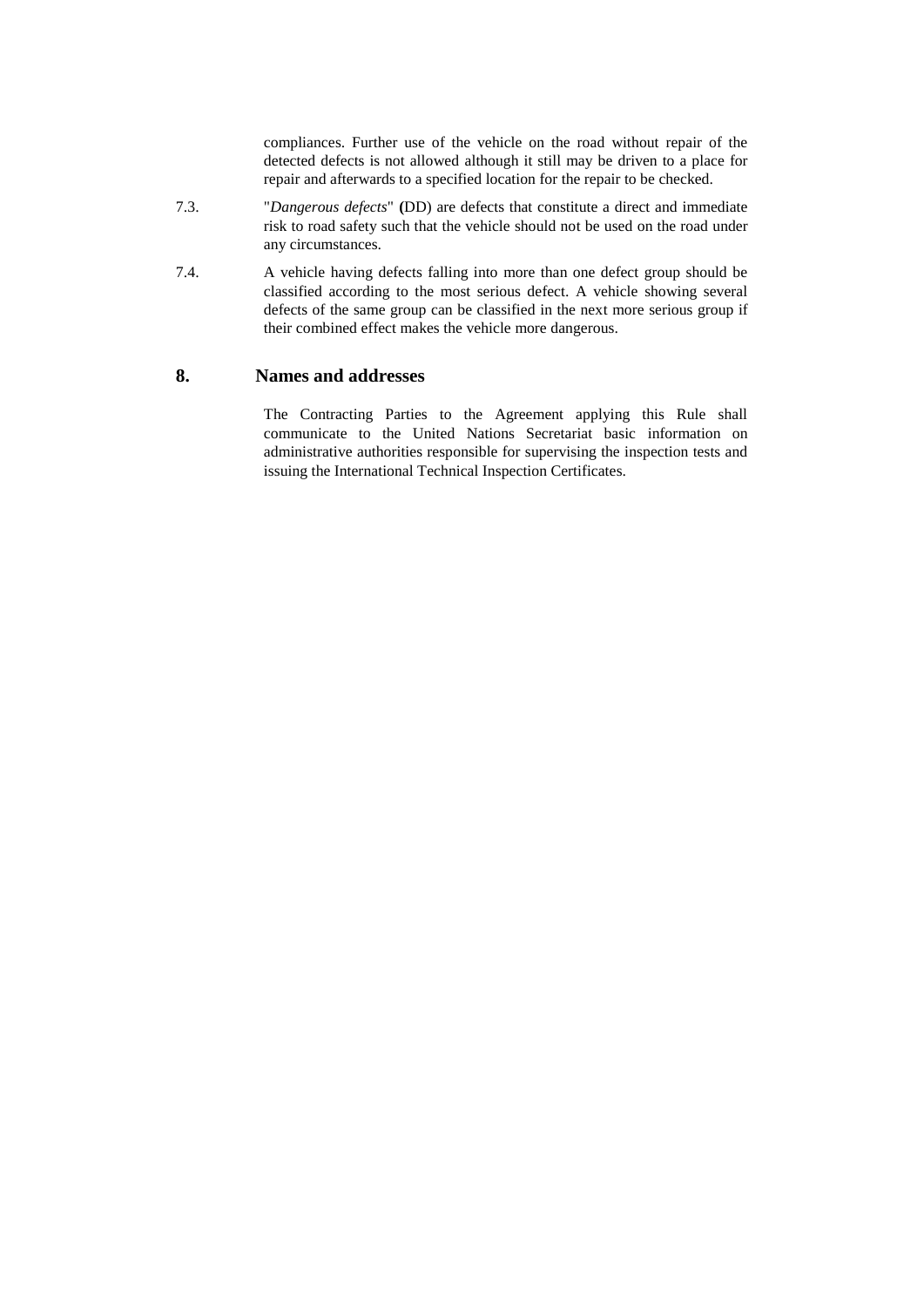compliances. Further use of the vehicle on the road without repair of the detected defects is not allowed although it still may be driven to a place for repair and afterwards to a specified location for the repair to be checked.

7.3. "*Dangerous defects*" (DD) are defects that constitute a direct and immediate risk to road safety such that the vehicle should not be used on the road under any circumstances.

7.4. A vehicle having defects falling into more than one defect group should be classified according to the most serious defect. A vehicle showing several defects of the same group can be classified in the next more serious group if their combined effect makes the vehicle more dangerous.

## 8. Names and addresses

The Contracting Parties to the Agreement applying this Rule shall communicate to the United Nations Secretariat basic information on administrative authorities responsible for supervising the inspection tests and issuing the International Technical Inspection Certificates.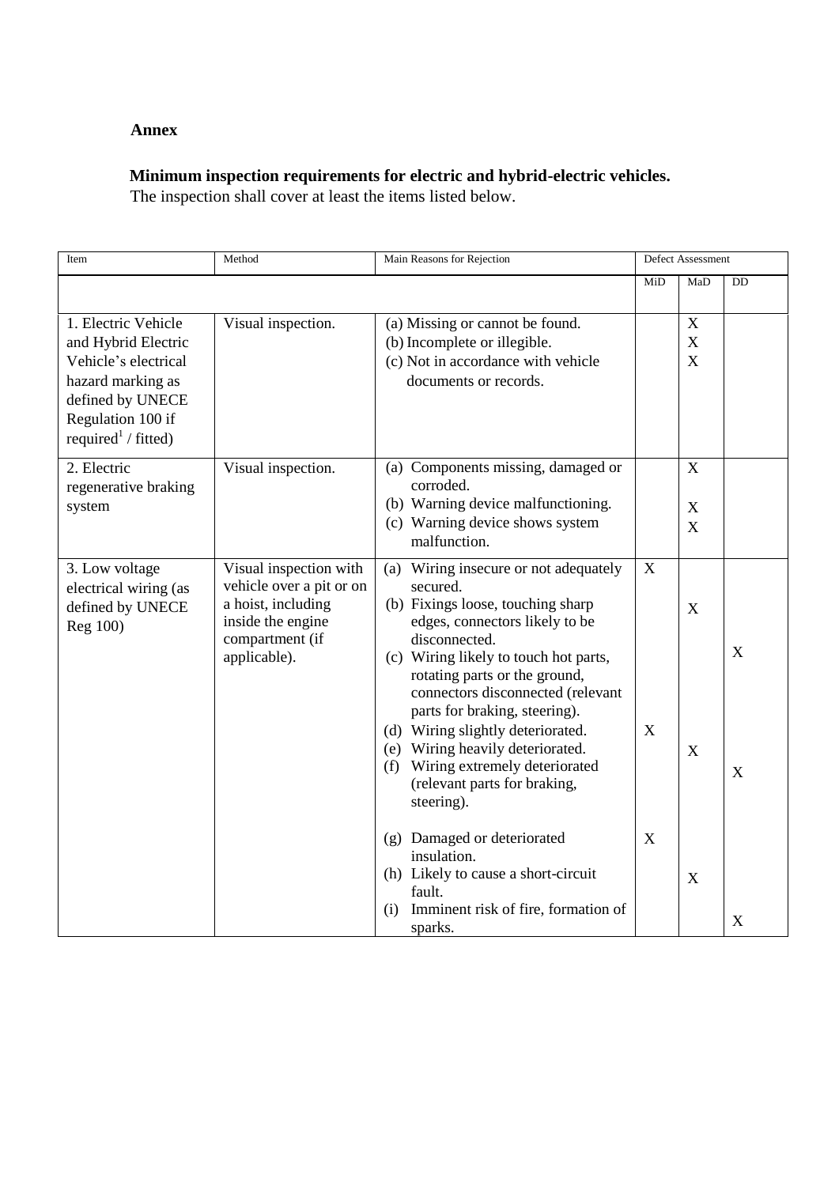**Annex**

**Minimum inspection requirements for electric and hybrid-electric vehicles.**
The inspection shall cover at least the items listed below.

| Item | Method | Main Reasons for Rejection | Defect Assessment | | |
|---|---|---|---|---|---|
| | | | MiD | MaD | DD |
| 1. Electric Vehicle and Hybrid Electric Vehicle's electrical hazard marking as defined by UNECE Regulation 100 if required[1] / fitted) | Visual inspection. | (a) Missing or cannot be found. | | X | |
| | | (b) Incomplete or illegible. | | X | |
| | | (c) Not in accordance with vehicle documents or records. | | X | |
| 2. Electric regenerative braking system | Visual inspection. | (a) Components missing, damaged or corroded. | | X | |
| | | (b) Warning device malfunctioning. | | X | |
| | | (c) Warning device shows system malfunction. | | X | |
| 3. Low voltage electrical wiring (as defined by UNECE Reg 100) | Visual inspection with vehicle over a pit or on a hoist, including inside the engine compartment (if applicable). | (a) Wiring insecure or not adequately secured. | X | | |
| | | (b) Fixings loose, touching sharp edges, connectors likely to be disconnected. | | X | |
| | | (c) Wiring likely to touch hot parts, rotating parts or the ground, connectors disconnected (relevant parts for braking, steering). | | | X |
| | | (d) Wiring slightly deteriorated. | X | | |
| | | (e) Wiring heavily deteriorated. | | X | |
| | | (f) Wiring extremely deteriorated (relevant parts for braking, steering). | | | X |
| | | (g) Damaged or deteriorated insulation. | X | | |
| | | (h) Likely to cause a short-circuit fault. | | X | |
| | | (i) Imminent risk of fire, formation of sparks. | | | X |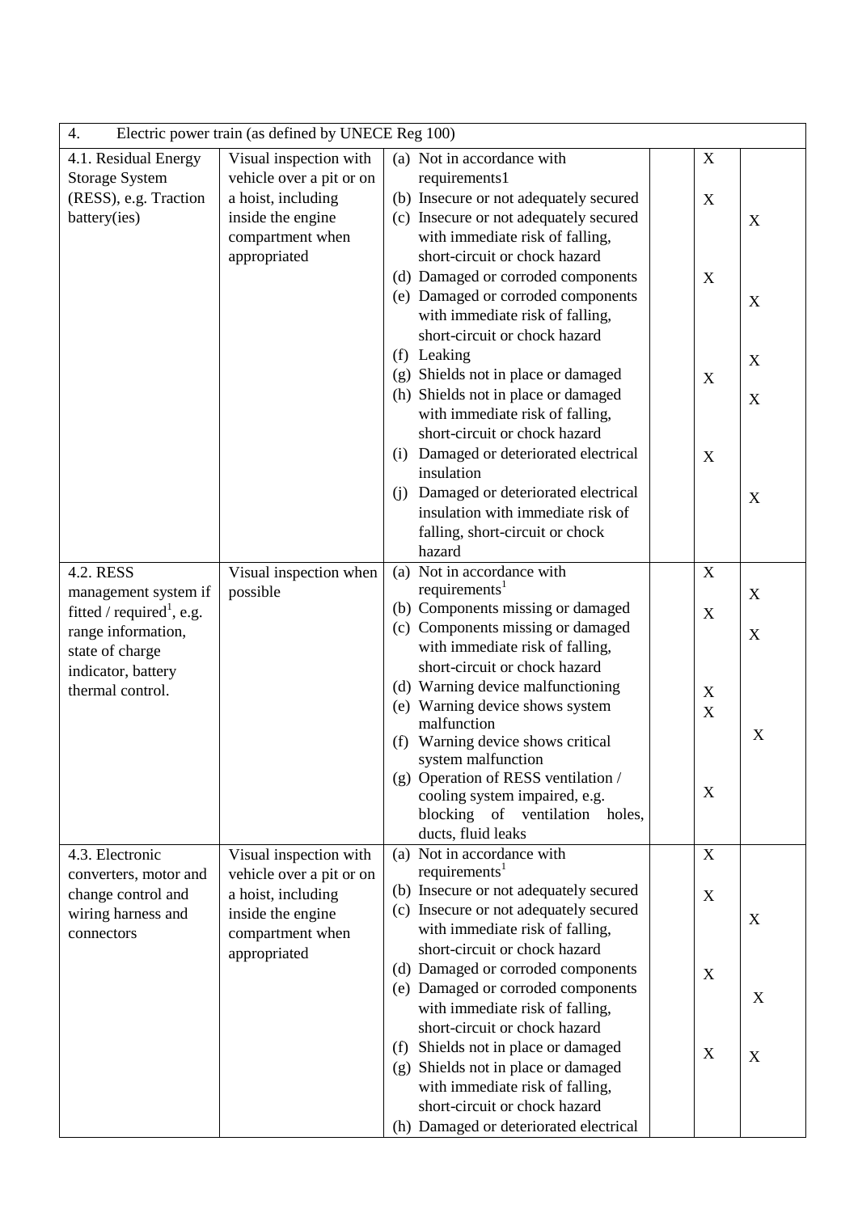| 4. Electric power train (as defined by UNECE Reg 100) | | | | | |
|---|---|---|---|---|---|
| 4.1. Residual Energy Storage System (RESS), e.g. Traction battery(ies) | Visual inspection with vehicle over a pit or on a hoist, including inside the engine compartment when appropriated | (a) Not in accordance with requirements1 | | X | |
| | | (b) Insecure or not adequately secured | | X | |
| | | (c) Insecure or not adequately secured with immediate risk of falling, short-circuit or chock hazard | | | X |
| | | (d) Damaged or corroded components | | X | |
| | | (e) Damaged or corroded components with immediate risk of falling, short-circuit or chock hazard | | | X |
| | | (f) Leaking | | | X |
| | | (g) Shields not in place or damaged | | X | |
| | | (h) Shields not in place or damaged with immediate risk of falling, short-circuit or chock hazard | | | X |
| | | (i) Damaged or deteriorated electrical insulation | | X | |
| | | (j) Damaged or deteriorated electrical insulation with immediate risk of falling, short-circuit or chock hazard | | | X |
| 4.2. RESS management system if fitted / required[1], e.g. range information, state of charge indicator, battery thermal control. | Visual inspection when possible | (a) Not in accordance with requirements[1] | | X | |
| | | (b) Components missing or damaged | | X | |
| | | (c) Components missing or damaged with immediate risk of falling, short-circuit or chock hazard | | | X |
| | | (d) Warning device malfunctioning | | X | |
| | | (e) Warning device shows system malfunction | | X | |
| | | (f) Warning device shows critical system malfunction | | | X |
| | | (g) Operation of RESS ventilation / cooling system impaired, e.g. blocking of ventilation holes, ducts, fluid leaks | | X | |
| 4.3. Electronic converters, motor and change control and wiring harness and connectors | Visual inspection with vehicle over a pit or on a hoist, including inside the engine compartment when appropriated | (a) Not in accordance with requirements[1] | | X | |
| | | (b) Insecure or not adequately secured | | X | |
| | | (c) Insecure or not adequately secured with immediate risk of falling, short-circuit or chock hazard | | | X |
| | | (d) Damaged or corroded components | | X | |
| | | (e) Damaged or corroded components with immediate risk of falling, short-circuit or chock hazard | | | X |
| | | (f) Shields not in place or damaged | | X | |
| | | (g) Shields not in place or damaged with immediate risk of falling, short-circuit or chock hazard | | | X |
| | | (h) Damaged or deteriorated electrical | | | |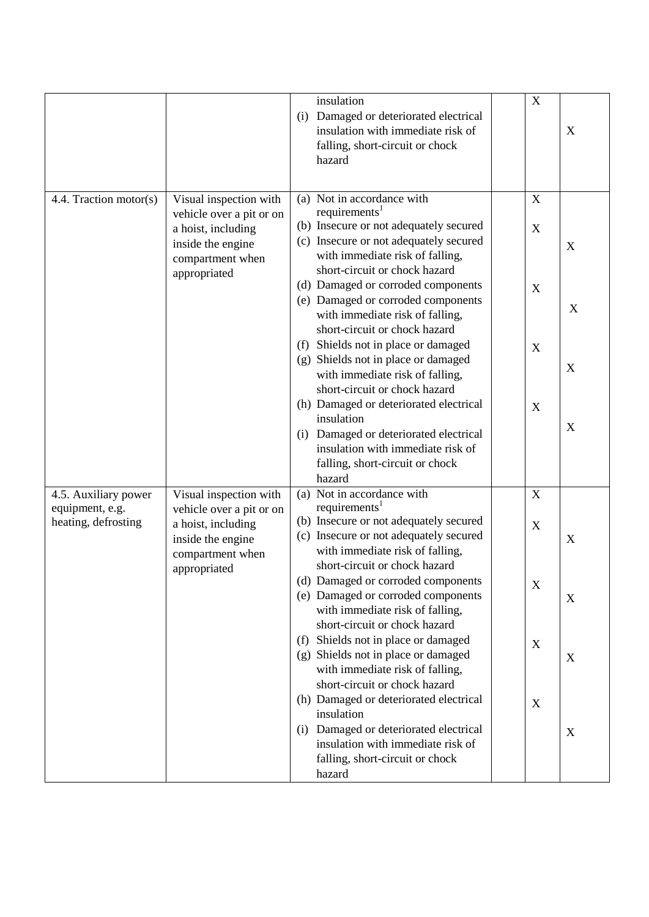| | | | | | |
|---|---|---|---|---|---|
| | | insulation | | X | |
| | | (i) Damaged or deteriorated electrical insulation with immediate risk of falling, short-circuit or chock hazard | | | X |
| 4.4. Traction motor(s) | Visual inspection with vehicle over a pit or on a hoist, including inside the engine compartment when appropriated | (a) Not in accordance with requirements[1] | | X | |
| | | (b) Insecure or not adequately secured | | X | |
| | | (c) Insecure or not adequately secured with immediate risk of falling, short-circuit or chock hazard | | | X |
| | | (d) Damaged or corroded components | | X | |
| | | (e) Damaged or corroded components with immediate risk of falling, short-circuit or chock hazard | | | X |
| | | (f) Shields not in place or damaged | | X | |
| | | (g) Shields not in place or damaged with immediate risk of falling, short-circuit or chock hazard | | | X |
| | | (h) Damaged or deteriorated electrical insulation | | X | |
| | | (i) Damaged or deteriorated electrical insulation with immediate risk of falling, short-circuit or chock hazard | | | X |
| 4.5. Auxiliary power equipment, e.g. heating, defrosting | Visual inspection with vehicle over a pit or on a hoist, including inside the engine compartment when appropriated | (a) Not in accordance with requirements[1] | | X | |
| | | (b) Insecure or not adequately secured | | X | |
| | | (c) Insecure or not adequately secured with immediate risk of falling, short-circuit or chock hazard | | | X |
| | | (d) Damaged or corroded components | | X | |
| | | (e) Damaged or corroded components with immediate risk of falling, short-circuit or chock hazard | | | X |
| | | (f) Shields not in place or damaged | | X | |
| | | (g) Shields not in place or damaged with immediate risk of falling, short-circuit or chock hazard | | | X |
| | | (h) Damaged or deteriorated electrical insulation | | X | |
| | | (i) Damaged or deteriorated electrical insulation with immediate risk of falling, short-circuit or chock hazard | | | X |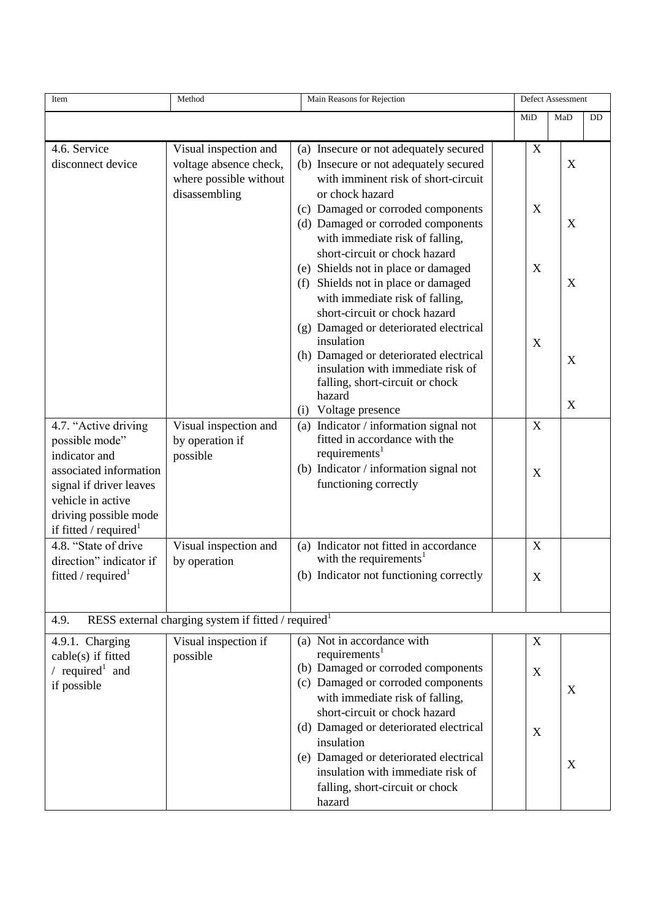| Item | Method | Main Reasons for Rejection | Defect Assessment | | |
|---|---|---|---|---|---|
| | | | MiD | MaD | DD |
| 4.6. Service disconnect device | Visual inspection and voltage absence check, where possible without disassembling | (a) Insecure or not adequately secured | X | | |
| | | (b) Insecure or not adequately secured with imminent risk of short-circuit or chock hazard | | X | |
| | | (c) Damaged or corroded components | X | | |
| | | (d) Damaged or corroded components with immediate risk of falling, short-circuit or chock hazard | | X | |
| | | (e) Shields not in place or damaged | X | | |
| | | (f) Shields not in place or damaged with immediate risk of falling, short-circuit or chock hazard | | X | |
| | | (g) Damaged or deteriorated electrical insulation | X | | |
| | | (h) Damaged or deteriorated electrical insulation with immediate risk of falling, short-circuit or chock hazard | | X | |
| | | (i) Voltage presence | | X | |
| 4.7. "Active driving possible mode" indicator and associated information signal if driver leaves vehicle in active driving possible mode if fitted / required[1] | Visual inspection and by operation if possible | (a) Indicator / information signal not fitted in accordance with the requirements[1] | X | | |
| | | (b) Indicator / information signal not functioning correctly | X | | |
| 4.8. "State of drive direction" indicator if fitted / required[1] | Visual inspection and by operation | (a) Indicator not fitted in accordance with the requirements[1] | X | | |
| | | (b) Indicator not functioning correctly | X | | |
| 4.9. RESS external charging system if fitted / required[1] | | | | | |
| 4.9.1. Charging cable(s) if fitted / required[1] and if possible | Visual inspection if possible | (a) Not in accordance with requirements[1] | X | | |
| | | (b) Damaged or corroded components | X | | |
| | | (c) Damaged or corroded components with immediate risk of falling, short-circuit or chock hazard | | X | |
| | | (d) Damaged or deteriorated electrical insulation | X | | |
| | | (e) Damaged or deteriorated electrical insulation with immediate risk of falling, short-circuit or chock hazard | | X | |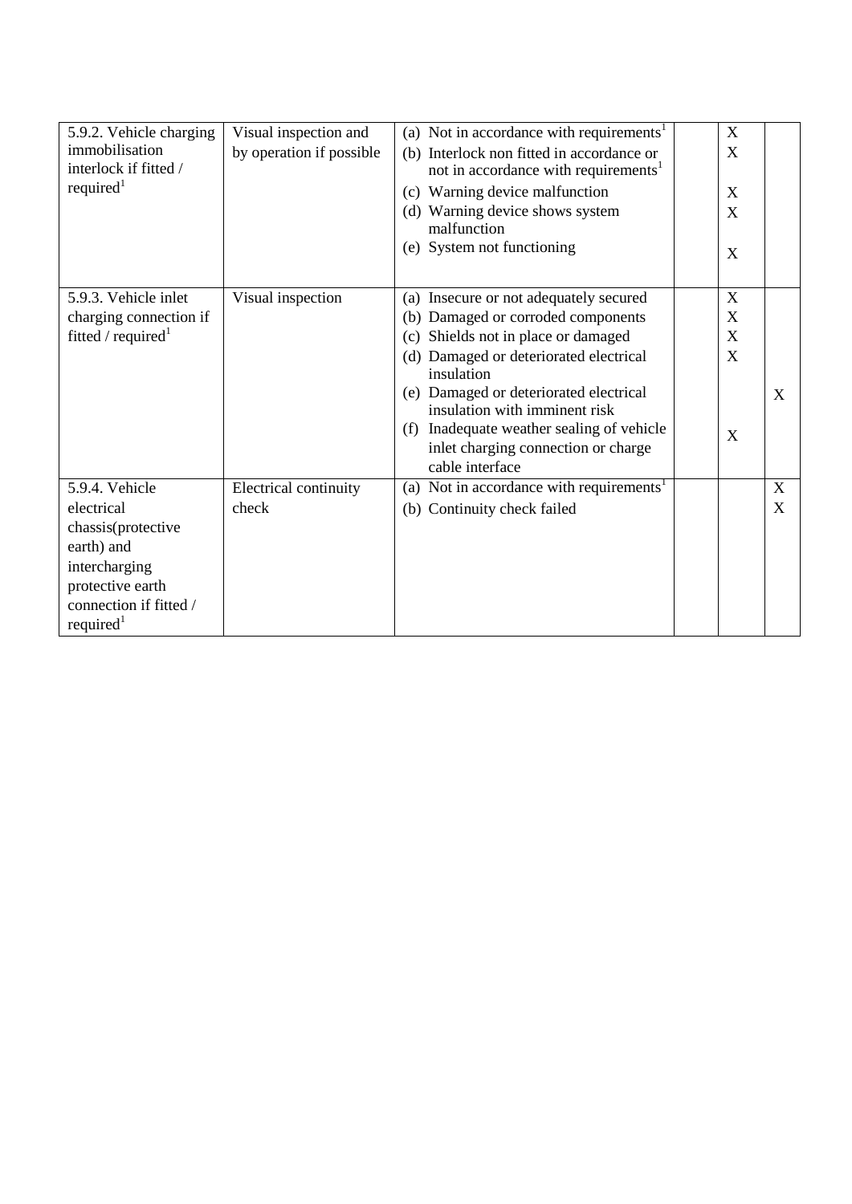| | | | | | |
|---|---|---|---|---|---|
| 5.9.2. Vehicle charging immobilisation interlock if fitted / required[1] | Visual inspection and by operation if possible | (a) Not in accordance with requirements[1] | | X | |
| | | (b) Interlock non fitted in accordance or not in accordance with requirements[1] | | X | |
| | | (c) Warning device malfunction | | X | |
| | | (d) Warning device shows system malfunction | | X | |
| | | (e) System not functioning | | X | |
| 5.9.3. Vehicle inlet charging connection if fitted / required[1] | Visual inspection | (a) Insecure or not adequately secured | | X | |
| | | (b) Damaged or corroded components | | X | |
| | | (c) Shields not in place or damaged | | X | |
| | | (d) Damaged or deteriorated electrical insulation | | X | |
| | | (e) Damaged or deteriorated electrical insulation with imminent risk | | | X |
| | | (f) Inadequate weather sealing of vehicle inlet charging connection or charge cable interface | | X | |
| 5.9.4. Vehicle electrical chassis(protective earth) and intercharging protective earth connection if fitted / required[1] | Electrical continuity check | (a) Not in accordance with requirements[1] | | | X |
| | | (b) Continuity check failed | | | X |